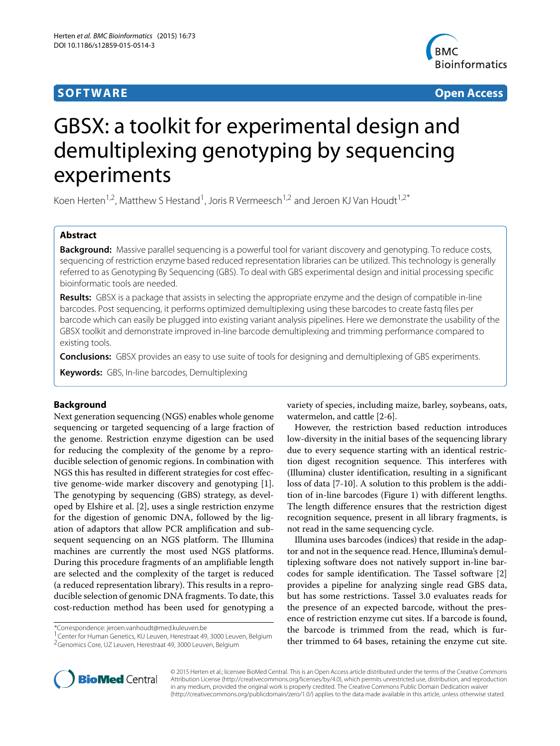SOFTWARE Open Access

# GBSX: a toolkit for experimental design and demultiplexing genotyping by sequencing experiments

Koen Herten[1,2], Matthew S Hestand[1], Joris R Vermeesch[1,2] and Jeroen KJ Van Houdt[1,2*]

## Abstract

**Background:** Massive parallel sequencing is a powerful tool for variant discovery and genotyping. To reduce costs, sequencing of restriction enzyme based reduced representation libraries can be utilized. This technology is generally referred to as Genotyping By Sequencing (GBS). To deal with GBS experimental design and initial processing specific bioinformatic tools are needed.

**Results:** GBSX is a package that assists in selecting the appropriate enzyme and the design of compatible in-line barcodes. Post sequencing, it performs optimized demultiplexing using these barcodes to create fastq files per barcode which can easily be plugged into existing variant analysis pipelines. Here we demonstrate the usability of the GBSX toolkit and demonstrate improved in-line barcode demultiplexing and trimming performance compared to existing tools.

**Conclusions:** GBSX provides an easy to use suite of tools for designing and demultiplexing of GBS experiments.

**Keywords:** GBS, In-line barcodes, Demultiplexing

## Background

Next generation sequencing (NGS) enables whole genome sequencing or targeted sequencing of a large fraction of the genome. Restriction enzyme digestion can be used for reducing the complexity of the genome by a reproducible selection of genomic regions. In combination with NGS this has resulted in different strategies for cost effective genome-wide marker discovery and genotyping [1]. The genotyping by sequencing (GBS) strategy, as developed by Elshire et al. [2], uses a single restriction enzyme for the digestion of genomic DNA, followed by the ligation of adaptors that allow PCR amplification and subsequent sequencing on an NGS platform. The Illumina machines are currently the most used NGS platforms. During this procedure fragments of an amplifiable length are selected and the complexity of the target is reduced (a reduced representation library). This results in a reproducible selection of genomic DNA fragments. To date, this cost-reduction method has been used for genotyping a variety of species, including maize, barley, soybeans, oats, watermelon, and cattle [2-6].

However, the restriction based reduction introduces low-diversity in the initial bases of the sequencing library due to every sequence starting with an identical restriction digest recognition sequence. This interferes with (Illumina) cluster identification, resulting in a significant loss of data [7-10]. A solution to this problem is the addition of in-line barcodes (Figure 1) with different lengths. The length difference ensures that the restriction digest recognition sequence, present in all library fragments, is not read in the same sequencing cycle.

Illumina uses barcodes (indices) that reside in the adaptor and not in the sequence read. Hence, Illumina's demultiplexing software does not natively support in-line barcodes for sample identification. The Tassel software [2] provides a pipeline for analyzing single read GBS data, but has some restrictions. Tassel 3.0 evaluates reads for the presence of an expected barcode, without the presence of restriction enzyme cut sites. If a barcode is found, the barcode is trimmed from the read, which is further trimmed to 64 bases, retaining the enzyme cut site.

*Correspondence: jeroen.vanhoudt@med.kuleuven.be
[1] Center for Human Genetics, KU Leuven, Herestraat 49, 3000 Leuven, Belgium
[2] Genomics Core, UZ Leuven, Herestraat 49, 3000 Leuven, Belgium

© 2015 Herten et al.; licensee BioMed Central. This is an Open Access article distributed under the terms of the Creative Commons Attribution License (http://creativecommons.org/licenses/by/4.0), which permits unrestricted use, distribution, and reproduction in any medium, provided the original work is properly credited. The Creative Commons Public Domain Dedication waiver (http://creativecommons.org/publicdomain/zero/1.0/) applies to the data made available in this article, unless otherwise stated.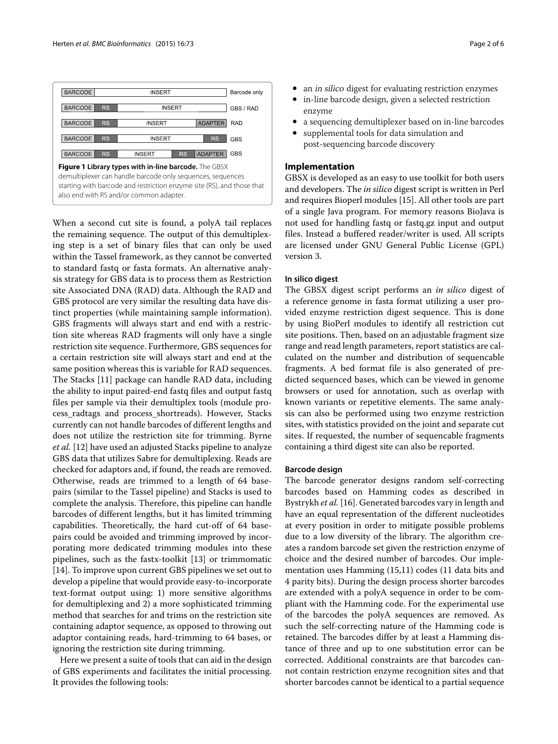| BARCODE | | INSERT | | | Barcode only |
|---|---|---|---|---|---|
| BARCODE | RS | INSERT | | | GBS / RAD |
| BARCODE | RS | INSERT | | ADAPTER | RAD |
| BARCODE | RS | INSERT | | RS | GBS |
| BARCODE | RS | INSERT | RS | ADAPTER | GBS |

**Figure 1 Library types with in-line barcode.** The GBSX demultiplexer can handle barcode only sequences, sequences starting with barcode and restriction enzyme site (RS), and those that also end with RS and/or common adapter.

When a second cut site is found, a polyA tail replaces the remaining sequence. The output of this demultiplexing step is a set of binary files that can only be used within the Tassel framework, as they cannot be converted to standard fastq or fasta formats. An alternative analysis strategy for GBS data is to process them as Restriction site Associated DNA (RAD) data. Although the RAD and GBS protocol are very similar the resulting data have distinct properties (while maintaining sample information). GBS fragments will always start and end with a restriction site whereas RAD fragments will only have a single restriction site sequence. Furthermore, GBS sequences for a certain restriction site will always start and end at the same position whereas this is variable for RAD sequences. The Stacks [11] package can handle RAD data, including the ability to input paired-end fastq files and output fastq files per sample via their demultiplex tools (module process_radtags and process_shortreads). However, Stacks currently can not handle barcodes of different lengths and does not utilize the restriction site for trimming. Byrne *et al.* [12] have used an adjusted Stacks pipeline to analyze GBS data that utilizes Sabre for demultiplexing. Reads are checked for adaptors and, if found, the reads are removed. Otherwise, reads are trimmed to a length of 64 basepairs (similar to the Tassel pipeline) and Stacks is used to complete the analysis. Therefore, this pipeline can handle barcodes of different lengths, but it has limited trimming capabilities. Theoretically, the hard cut-off of 64 basepairs could be avoided and trimming improved by incorporating more dedicated trimming modules into these pipelines, such as the fastx-toolkit [13] or trimmomatic [14]. To improve upon current GBS pipelines we set out to develop a pipeline that would provide easy-to-incorporate text-format output using: 1) more sensitive algorithms for demultiplexing and 2) a more sophisticated trimming method that searches for and trims on the restriction site containing adaptor sequence, as opposed to throwing out adaptor containing reads, hard-trimming to 64 bases, or ignoring the restriction site during trimming.

Here we present a suite of tools that can aid in the design of GBS experiments and facilitates the initial processing. It provides the following tools:

- an *in silico* digest for evaluating restriction enzymes
- in-line barcode design, given a selected restriction enzyme
- a sequencing demultiplexer based on in-line barcodes
- supplemental tools for data simulation and post-sequencing barcode discovery

## Implementation

GBSX is developed as an easy to use toolkit for both users and developers. The *in silico* digest script is written in Perl and requires Bioperl modules [15]. All other tools are part of a single Java program. For memory reasons BioJava is not used for handling fastq or fastq.gz input and output files. Instead a buffered reader/writer is used. All scripts are licensed under GNU General Public License (GPL) version 3.

#### In silico digest

The GBSX digest script performs an *in silico* digest of a reference genome in fasta format utilizing a user provided enzyme restriction digest sequence. This is done by using BioPerl modules to identify all restriction cut site positions. Then, based on an adjustable fragment size range and read length parameters, report statistics are calculated on the number and distribution of sequencable fragments. A bed format file is also generated of predicted sequenced bases, which can be viewed in genome browsers or used for annotation, such as overlap with known variants or repetitive elements. The same analysis can also be performed using two enzyme restriction sites, with statistics provided on the joint and separate cut sites. If requested, the number of sequencable fragments containing a third digest site can also be reported.

#### Barcode design

The barcode generator designs random self-correcting barcodes based on Hamming codes as described in Bystrykh *et al.* [16]. Generated barcodes vary in length and have an equal representation of the different nucleotides at every position in order to mitigate possible problems due to a low diversity of the library. The algorithm creates a random barcode set given the restriction enzyme of choice and the desired number of barcodes. Our implementation uses Hamming (15,11) codes (11 data bits and 4 parity bits). During the design process shorter barcodes are extended with a polyA sequence in order to be compliant with the Hamming code. For the experimental use of the barcodes the polyA sequences are removed. As such the self-correcting nature of the Hamming code is retained. The barcodes differ by at least a Hamming distance of three and up to one substitution error can be corrected. Additional constraints are that barcodes cannot contain restriction enzyme recognition sites and that shorter barcodes cannot be identical to a partial sequence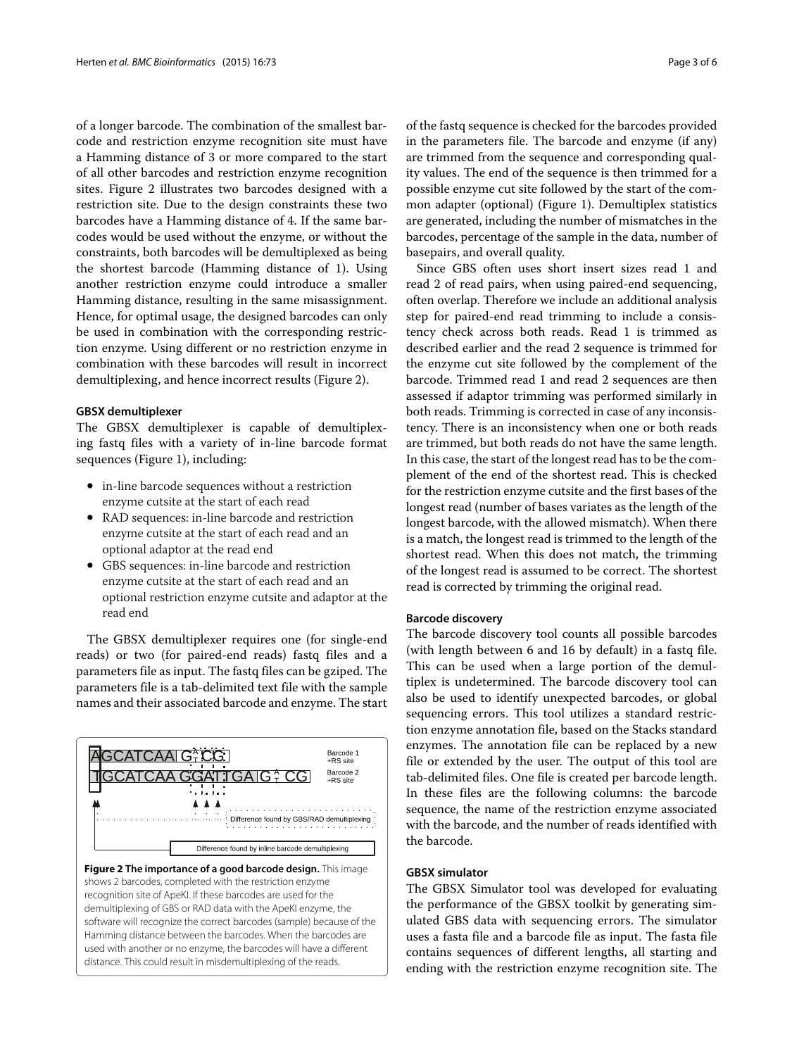of a longer barcode. The combination of the smallest barcode and restriction enzyme recognition site must have a Hamming distance of 3 or more compared to the start of all other barcodes and restriction enzyme recognition sites. Figure 2 illustrates two barcodes designed with a restriction site. Due to the design constraints these two barcodes have a Hamming distance of 4. If the same barcodes would be used without the enzyme, or without the constraints, both barcodes will be demultiplexed as being the shortest barcode (Hamming distance of 1). Using another restriction enzyme could introduce a smaller Hamming distance, resulting in the same misassignment. Hence, for optimal usage, the designed barcodes can only be used in combination with the corresponding restriction enzyme. Using different or no restriction enzyme in combination with these barcodes will result in incorrect demultiplexing, and hence incorrect results (Figure 2).

### GBSX demultiplexer

The GBSX demultiplexer is capable of demultiplexing fastq files with a variety of in-line barcode format sequences (Figure 1), including:

- in-line barcode sequences without a restriction enzyme cutsite at the start of each read
- RAD sequences: in-line barcode and restriction enzyme cutsite at the start of each read and an optional adaptor at the read end
- GBS sequences: in-line barcode and restriction enzyme cutsite at the start of each read and an optional restriction enzyme cutsite and adaptor at the read end

The GBSX demultiplexer requires one (for single-end reads) or two (for paired-end reads) fastq files and a parameters file as input. The fastq files can be gziped. The parameters file is a tab-delimited text file with the sample names and their associated barcode and enzyme. The start of the fastq sequence is checked for the barcodes provided in the parameters file. The barcode and enzyme (if any) are trimmed from the sequence and corresponding quality values. The end of the sequence is then trimmed for a possible enzyme cut site followed by the start of the common adapter (optional) (Figure 1). Demultiplex statistics are generated, including the number of mismatches in the barcodes, percentage of the sample in the data, number of basepairs, and overall quality.

**Figure 2 The importance of a good barcode design.** This image shows 2 barcodes, completed with the restriction enzyme recognition site of ApeKI. If these barcodes are used for the demultiplexing of GBS or RAD data with the ApeKI enzyme, the software will recognize the correct barcodes (sample) because of the Hamming distance between the barcodes. When the barcodes are used with another or no enzyme, the barcodes will have a different distance. This could result in misdemultiplexing of the reads.

Since GBS often uses short insert sizes read 1 and read 2 of read pairs, when using paired-end sequencing, often overlap. Therefore we include an additional analysis step for paired-end read trimming to include a consistency check across both reads. Read 1 is trimmed as described earlier and the read 2 sequence is trimmed for the enzyme cut site followed by the complement of the barcode. Trimmed read 1 and read 2 sequences are then assessed if adaptor trimming was performed similarly in both reads. Trimming is corrected in case of any inconsistency. There is an inconsistency when one or both reads are trimmed, but both reads do not have the same length. In this case, the start of the longest read has to be the complement of the end of the shortest read. This is checked for the restriction enzyme cutsite and the first bases of the longest read (number of bases variates as the length of the longest barcode, with the allowed mismatch). When there is a match, the longest read is trimmed to the length of the shortest read. When this does not match, the trimming of the longest read is assumed to be correct. The shortest read is corrected by trimming the original read.

### Barcode discovery

The barcode discovery tool counts all possible barcodes (with length between 6 and 16 by default) in a fastq file. This can be used when a large portion of the demultiplex is undetermined. The barcode discovery tool can also be used to identify unexpected barcodes, or global sequencing errors. This tool utilizes a standard restriction enzyme annotation file, based on the Stacks standard enzymes. The annotation file can be replaced by a new file or extended by the user. The output of this tool are tab-delimited files. One file is created per barcode length. In these files are the following columns: the barcode sequence, the name of the restriction enzyme associated with the barcode, and the number of reads identified with the barcode.

### GBSX simulator

The GBSX Simulator tool was developed for evaluating the performance of the GBSX toolkit by generating simulated GBS data with sequencing errors. The simulator uses a fasta file and a barcode file as input. The fasta file contains sequences of different lengths, all starting and ending with the restriction enzyme recognition site. The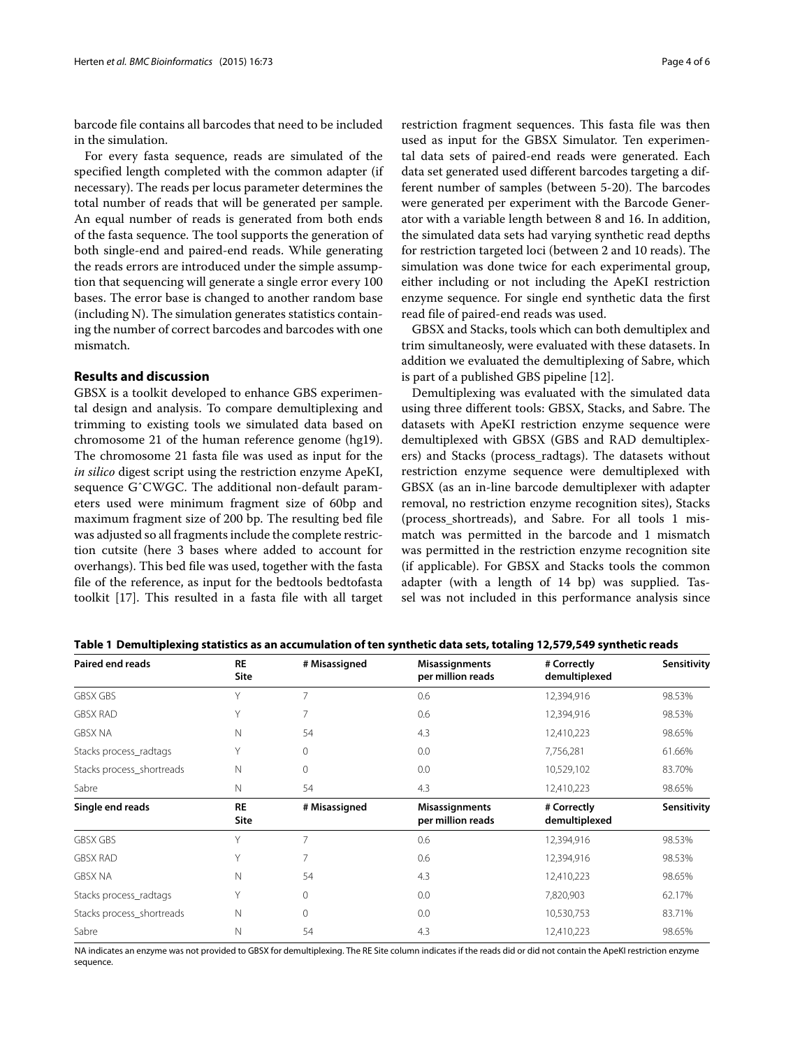barcode file contains all barcodes that need to be included in the simulation.

For every fasta sequence, reads are simulated of the specified length completed with the common adapter (if necessary). The reads per locus parameter determines the total number of reads that will be generated per sample. An equal number of reads is generated from both ends of the fasta sequence. The tool supports the generation of both single-end and paired-end reads. While generating the reads errors are introduced under the simple assumption that sequencing will generate a single error every 100 bases. The error base is changed to another random base (including N). The simulation generates statistics containing the number of correct barcodes and barcodes with one mismatch.

## Results and discussion

GBSX is a toolkit developed to enhance GBS experimental design and analysis. To compare demultiplexing and trimming to existing tools we simulated data based on chromosome 21 of the human reference genome (hg19). The chromosome 21 fasta file was used as input for the *in silico* digest script using the restriction enzyme ApeKI, sequence GˆCWGC. The additional non-default parameters used were minimum fragment size of 60bp and maximum fragment size of 200 bp. The resulting bed file was adjusted so all fragments include the complete restriction cutsite (here 3 bases where added to account for overhangs). This bed file was used, together with the fasta file of the reference, as input for the bedtools bedtofasta toolkit [17]. This resulted in a fasta file with all target restriction fragment sequences. This fasta file was then used as input for the GBSX Simulator. Ten experimental data sets of paired-end reads were generated. Each data set generated used different barcodes targeting a different number of samples (between 5-20). The barcodes were generated per experiment with the Barcode Generator with a variable length between 8 and 16. In addition, the simulated data sets had varying synthetic read depths for restriction targeted loci (between 2 and 10 reads). The simulation was done twice for each experimental group, either including or not including the ApeKI restriction enzyme sequence. For single end synthetic data the first read file of paired-end reads was used.

GBSX and Stacks, tools which can both demultiplex and trim simultaneosly, were evaluated with these datasets. In addition we evaluated the demultiplexing of Sabre, which is part of a published GBS pipeline [12].

Demultiplexing was evaluated with the simulated data using three different tools: GBSX, Stacks, and Sabre. The datasets with ApeKI restriction enzyme sequence were demultiplexed with GBSX (GBS and RAD demultiplexers) and Stacks (process_radtags). The datasets without restriction enzyme sequence were demultiplexed with GBSX (as an in-line barcode demultiplexer with adapter removal, no restriction enzyme recognition sites), Stacks (process_shortreads), and Sabre. For all tools 1 mismatch was permitted in the barcode and 1 mismatch was permitted in the restriction enzyme recognition site (if applicable). For GBSX and Stacks tools the common adapter (with a length of 14 bp) was supplied. Tassel was not included in this performance analysis since

**Table 1 Demultiplexing statistics as an accumulation of ten synthetic data sets, totaling 12,579,549 synthetic reads**

| Paired end reads | RE Site | # Misassigned | Misassignments per million reads | # Correctly demultiplexed | Sensitivity |
|---|---|---|---|---|---|
| GBSX GBS | Y | 7 | 0.6 | 12,394,916 | 98.53% |
| GBSX RAD | Y | 7 | 0.6 | 12,394,916 | 98.53% |
| GBSX NA | N | 54 | 4.3 | 12,410,223 | 98.65% |
| Stacks process_radtags | Y | 0 | 0.0 | 7,756,281 | 61.66% |
| Stacks process_shortreads | N | 0 | 0.0 | 10,529,102 | 83.70% |
| Sabre | N | 54 | 4.3 | 12,410,223 | 98.65% |
| **Single end reads** | **RE Site** | **# Misassigned** | **Misassignments per million reads** | **# Correctly demultiplexed** | **Sensitivity** |
| GBSX GBS | Y | 7 | 0.6 | 12,394,916 | 98.53% |
| GBSX RAD | Y | 7 | 0.6 | 12,394,916 | 98.53% |
| GBSX NA | N | 54 | 4.3 | 12,410,223 | 98.65% |
| Stacks process_radtags | Y | 0 | 0.0 | 7,820,903 | 62.17% |
| Stacks process_shortreads | N | 0 | 0.0 | 10,530,753 | 83.71% |
| Sabre | N | 54 | 4.3 | 12,410,223 | 98.65% |

NA indicates an enzyme was not provided to GBSX for demultiplexing. The RE Site column indicates if the reads did or did not contain the ApeKI restriction enzyme sequence.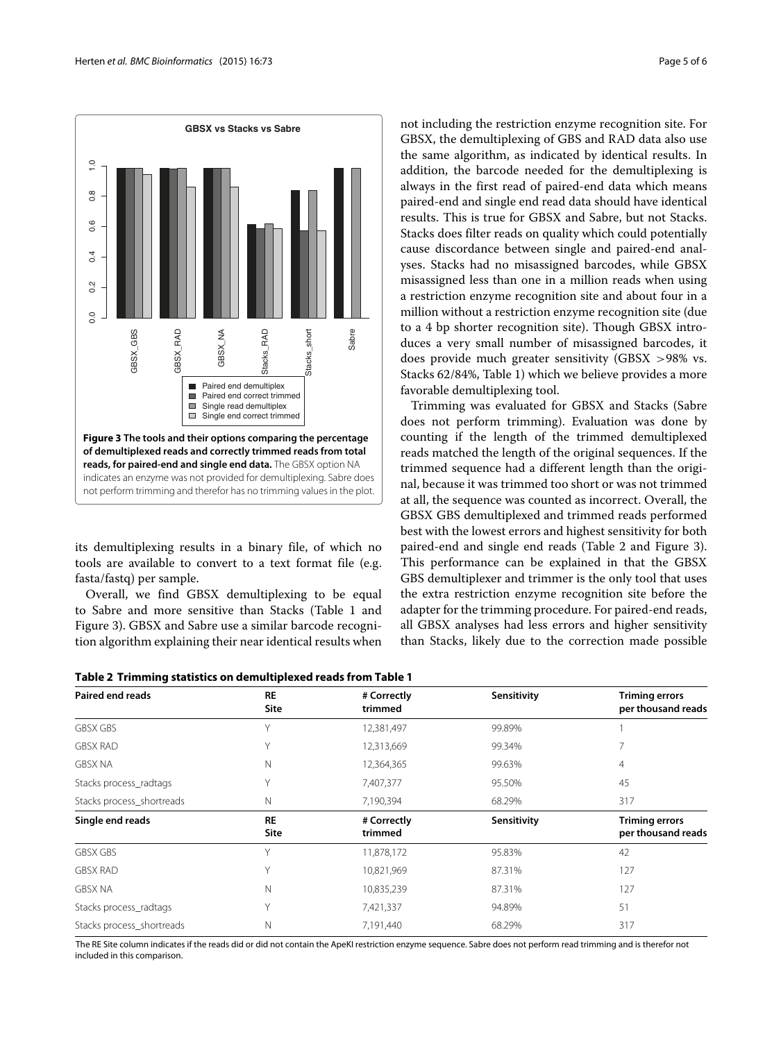GBSX vs Stacks vs Sabre

1.0
0.8
0.6
0.4
0.2
0.0

GBSX_GBS
GBSX_RAD
GBSX_NA
Stacks_RAD
Stacks_short
Sabre

Paired end demultiplex
Paired end correct trimmed
Single read demultiplex
Single end correct trimmed

**Figure 3 The tools and their options comparing the percentage of demultiplexed reads and correctly trimmed reads from total reads, for paired-end and single end data.** The GBSX option NA indicates an enzyme was not provided for demultiplexing. Sabre does not perform trimming and therefor has no trimming values in the plot.

its demultiplexing results in a binary file, of which no tools are available to convert to a text format file (e.g. fasta/fastq) per sample.

Overall, we find GBSX demultiplexing to be equal to Sabre and more sensitive than Stacks (Table 1 and Figure 3). GBSX and Sabre use a similar barcode recognition algorithm explaining their near identical results when not including the restriction enzyme recognition site. For GBSX, the demultiplexing of GBS and RAD data also use the same algorithm, as indicated by identical results. In addition, the barcode needed for the demultiplexing is always in the first read of paired-end data which means paired-end and single end read data should have identical results. This is true for GBSX and Sabre, but not Stacks. Stacks does filter reads on quality which could potentially cause discordance between single and paired-end analyses. Stacks had no misassigned barcodes, while GBSX misassigned less than one in a million reads when using a restriction enzyme recognition site and about four in a million without a restriction enzyme recognition site (due to a 4 bp shorter recognition site). Though GBSX introduces a very small number of misassigned barcodes, it does provide much greater sensitivity (GBSX >98% vs. Stacks 62/84%, Table 1) which we believe provides a more favorable demultiplexing tool.

Trimming was evaluated for GBSX and Stacks (Sabre does not perform trimming). Evaluation was done by counting if the length of the trimmed demultiplexed reads matched the length of the original sequences. If the trimmed sequence had a different length than the original, because it was trimmed too short or was not trimmed at all, the sequence was counted as incorrect. Overall, the GBSX GBS demultiplexed and trimmed reads performed best with the lowest errors and highest sensitivity for both paired-end and single end reads (Table 2 and Figure 3). This performance can be explained in that the GBSX GBS demultiplexer and trimmer is the only tool that uses the extra restriction enzyme recognition site before the adapter for the trimming procedure. For paired-end reads, all GBSX analyses had less errors and higher sensitivity than Stacks, likely due to the correction made possible

**Table 2 Trimming statistics on demultiplexed reads from Table 1**

| Paired end reads | RE Site | # Correctly trimmed | Sensitivity | Triming errors per thousand reads |
|---|---|---|---|---|
| GBSX GBS | Y | 12,381,497 | 99.89% | 1 |
| GBSX RAD | Y | 12,313,669 | 99.34% | 7 |
| GBSX NA | N | 12,364,365 | 99.63% | 4 |
| Stacks process_radtags | Y | 7,407,377 | 95.50% | 45 |
| Stacks process_shortreads | N | 7,190,394 | 68.29% | 317 |
| **Single end reads** | **RE Site** | **# Correctly trimmed** | **Sensitivity** | **Triming errors per thousand reads** |
| GBSX GBS | Y | 11,878,172 | 95.83% | 42 |
| GBSX RAD | Y | 10,821,969 | 87.31% | 127 |
| GBSX NA | N | 10,835,239 | 87.31% | 127 |
| Stacks process_radtags | Y | 7,421,337 | 94.89% | 51 |
| Stacks process_shortreads | N | 7,191,440 | 68.29% | 317 |

The RE Site column indicates if the reads did or did not contain the ApeKI restriction enzyme sequence. Sabre does not perform read trimming and is therefor not included in this comparison.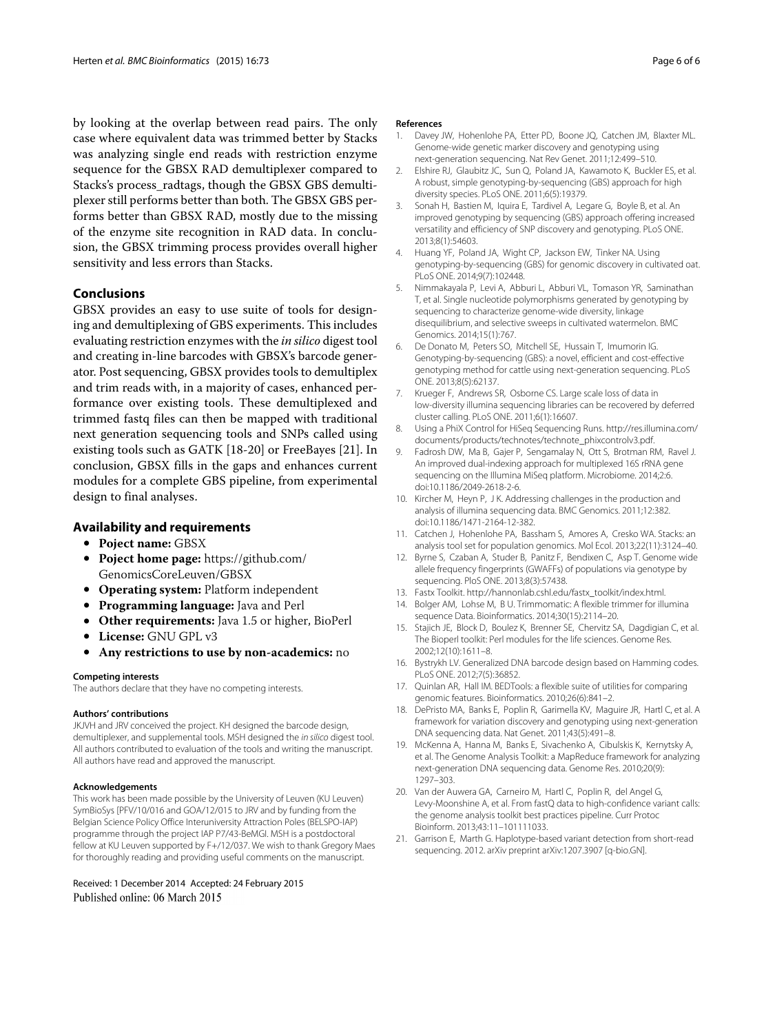by looking at the overlap between read pairs. The only case where equivalent data was trimmed better by Stacks was analyzing single end reads with restriction enzyme sequence for the GBSX RAD demultiplexer compared to Stacks's process_radtags, though the GBSX GBS demultiplexer still performs better than both. The GBSX GBS performs better than GBSX RAD, mostly due to the missing of the enzyme site recognition in RAD data. In conclusion, the GBSX trimming process provides overall higher sensitivity and less errors than Stacks.

## Conclusions

GBSX provides an easy to use suite of tools for designing and demultiplexing of GBS experiments. This includes evaluating restriction enzymes with the *in silico* digest tool and creating in-line barcodes with GBSX's barcode generator. Post sequencing, GBSX provides tools to demultiplex and trim reads with, in a majority of cases, enhanced performance over existing tools. These demultiplexed and trimmed fastq files can then be mapped with traditional next generation sequencing tools and SNPs called using existing tools such as GATK [18-20] or FreeBayes [21]. In conclusion, GBSX fills in the gaps and enhances current modules for a complete GBS pipeline, from experimental design to final analyses.

## Availability and requirements

- **Poject name:** GBSX
- **Poject home page:** https://github.com/GenomicsCoreLeuven/GBSX
- **Operating system:** Platform independent
- **Programming language:** Java and Perl
- **Other requirements:** Java 1.5 or higher, BioPerl
- **License:** GNU GPL v3
- **Any restrictions to use by non-academics:** no

#### Competing interests

The authors declare that they have no competing interests.

#### Authors' contributions

JKJVH and JRV conceived the project. KH designed the barcode design, demultiplexer, and supplemental tools. MSH designed the *in silico* digest tool. All authors contributed to evaluation of the tools and writing the manuscript. All authors have read and approved the manuscript.

#### Acknowledgements

This work has been made possible by the University of Leuven (KU Leuven) SymBioSys [PFV/10/016 and GOA/12/015 to JRV and by funding from the Belgian Science Policy Office Interuniversity Attraction Poles (BELSPO-IAP) programme through the project IAP P7/43-BeMGI. MSH is a postdoctoral fellow at KU Leuven supported by F+/12/037. We wish to thank Gregory Maes for thoroughly reading and providing useful comments on the manuscript.

Received: 1 December 2014 Accepted: 24 February 2015
Published online: 06 March 2015

#### References

1. Davey JW, Hohenlohe PA, Etter PD, Boone JQ, Catchen JM, Blaxter ML. Genome-wide genetic marker discovery and genotyping using next-generation sequencing. Nat Rev Genet. 2011;12:499–510.
2. Elshire RJ, Glaubitz JC, Sun Q, Poland JA, Kawamoto K, Buckler ES, et al. A robust, simple genotyping-by-sequencing (GBS) approach for high diversity species. PLoS ONE. 2011;6(5):19379.
3. Sonah H, Bastien M, Iquira E, Tardivel A, Legare G, Boyle B, et al. An improved genotyping by sequencing (GBS) approach offering increased versatility and efficiency of SNP discovery and genotyping. PLoS ONE. 2013;8(1):54603.
4. Huang YF, Poland JA, Wight CP, Jackson EW, Tinker NA. Using genotyping-by-sequencing (GBS) for genomic discovery in cultivated oat. PLoS ONE. 2014;9(7):102448.
5. Nimmakayala P, Levi A, Abburi L, Abburi VL, Tomason YR, Saminathan T, et al. Single nucleotide polymorphisms generated by genotyping by sequencing to characterize genome-wide diversity, linkage disequilibrium, and selective sweeps in cultivated watermelon. BMC Genomics. 2014;15(1):767.
6. De Donato M, Peters SO, Mitchell SE, Hussain T, Imumorin IG. Genotyping-by-sequencing (GBS): a novel, efficient and cost-effective genotyping method for cattle using next-generation sequencing. PLoS ONE. 2013;8(5):62137.
7. Krueger F, Andrews SR, Osborne CS. Large scale loss of data in low-diversity illumina sequencing libraries can be recovered by deferred cluster calling. PLoS ONE. 2011;6(1):16607.
8. Using a PhiX Control for HiSeq Sequencing Runs. http://res.illumina.com/documents/products/technotes/technote_phixcontrolv3.pdf.
9. Fadrosh DW, Ma B, Gajer P, Sengamalay N, Ott S, Brotman RM, Ravel J. An improved dual-indexing approach for multiplexed 16S rRNA gene sequencing on the Illumina MiSeq platform. Microbiome. 2014;2:6. doi:10.1186/2049-2618-2-6.
10. Kircher M, Heyn P, J K. Addressing challenges in the production and analysis of illumina sequencing data. BMC Genomics. 2011;12:382. doi:10.1186/1471-2164-12-382.
11. Catchen J, Hohenlohe PA, Bassham S, Amores A, Cresko WA. Stacks: an analysis tool set for population genomics. Mol Ecol. 2013;22(11):3124–40.
12. Byrne S, Czaban A, Studer B, Panitz F, Bendixen C, Asp T. Genome wide allele frequency fingerprints (GWAFFs) of populations via genotype by sequencing. PloS ONE. 2013;8(3):57438.
13. Fastx Toolkit. http://hannonlab.cshl.edu/fastx_toolkit/index.html.
14. Bolger AM, Lohse M, B U. Trimmomatic: A flexible trimmer for illumina sequence Data. Bioinformatics. 2014;30(15):2114–20.
15. Stajich JE, Block D, Boulez K, Brenner SE, Chervitz SA, Dagdigian C, et al. The Bioperl toolkit: Perl modules for the life sciences. Genome Res. 2002;12(10):1611–8.
16. Bystrykh LV. Generalized DNA barcode design based on Hamming codes. PLoS ONE. 2012;7(5):36852.
17. Quinlan AR, Hall IM. BEDTools: a flexible suite of utilities for comparing genomic features. Bioinformatics. 2010;26(6):841–2.
18. DePristo MA, Banks E, Poplin R, Garimella KV, Maguire JR, Hartl C, et al. A framework for variation discovery and genotyping using next-generation DNA sequencing data. Nat Genet. 2011;43(5):491–8.
19. McKenna A, Hanna M, Banks E, Sivachenko A, Cibulskis K, Kernytsky A, et al. The Genome Analysis Toolkit: a MapReduce framework for analyzing next-generation DNA sequencing data. Genome Res. 2010;20(9):1297–303.
20. Van der Auwera GA, Carneiro M, Hartl C, Poplin R, del Angel G, Levy-Moonshine A, et al. From fastQ data to high-confidence variant calls: the genome analysis toolkit best practices pipeline. Curr Protoc Bioinform. 2013;43:11–101111033.
21. Garrison E, Marth G. Haplotype-based variant detection from short-read sequencing. 2012. arXiv preprint arXiv:1207.3907 [q-bio.GN].